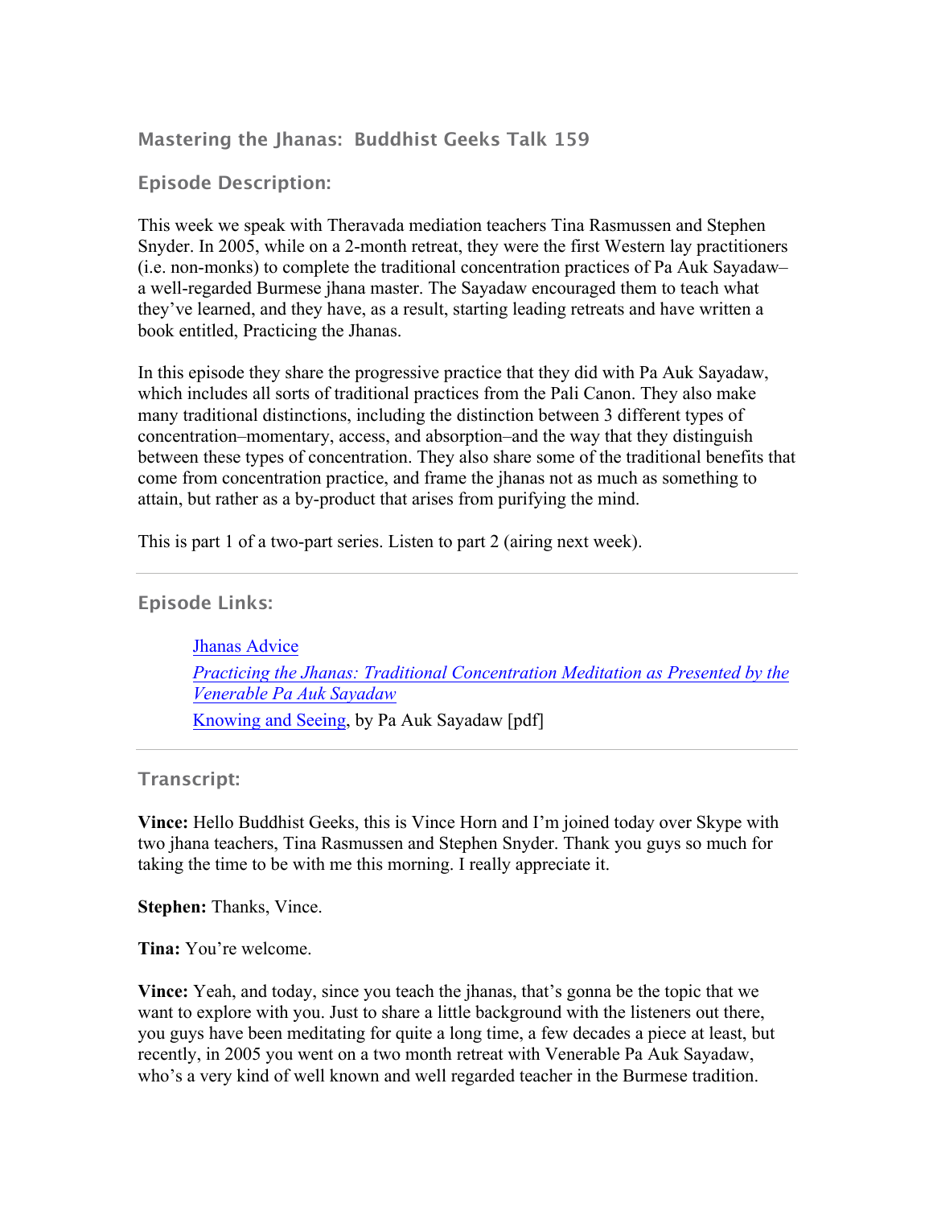## Mastering the Jhanas: Buddhist Geeks Talk 159

### Episode Description:

This week we speak with Theravada mediation teachers Tina Rasmussen and Stephen Snyder. In 2005, while on a 2-month retreat, they were the first Western lay practitioners (i.e. non-monks) to complete the traditional concentration practices of Pa Auk Sayadaw– a well-regarded Burmese jhana master. The Sayadaw encouraged them to teach what they've learned, and they have, as a result, starting leading retreats and have written a book entitled, Practicing the Jhanas.

In this episode they share the progressive practice that they did with Pa Auk Sayadaw, which includes all sorts of traditional practices from the Pali Canon. They also make many traditional distinctions, including the distinction between 3 different types of concentration–momentary, access, and absorption–and the way that they distinguish between these types of concentration. They also share some of the traditional benefits that come from concentration practice, and frame the jhanas not as much as something to attain, but rather as a by-product that arises from purifying the mind.

This is part 1 of a two-part series. Listen to part 2 (airing next week).

---

### Episode Links:

- Jhanas Advice
- *Practicing the Jhanas: Traditional Concentration Meditation as Presented by the Venerable Pa Auk Sayadaw*
- Knowing and Seeing, by Pa Auk Sayadaw [pdf]

---

### Transcript:

**Vince:** Hello Buddhist Geeks, this is Vince Horn and I'm joined today over Skype with two jhana teachers, Tina Rasmussen and Stephen Snyder. Thank you guys so much for taking the time to be with me this morning. I really appreciate it.

**Stephen:** Thanks, Vince.

**Tina:** You're welcome.

**Vince:** Yeah, and today, since you teach the jhanas, that's gonna be the topic that we want to explore with you. Just to share a little background with the listeners out there, you guys have been meditating for quite a long time, a few decades a piece at least, but recently, in 2005 you went on a two month retreat with Venerable Pa Auk Sayadaw, who's a very kind of well known and well regarded teacher in the Burmese tradition.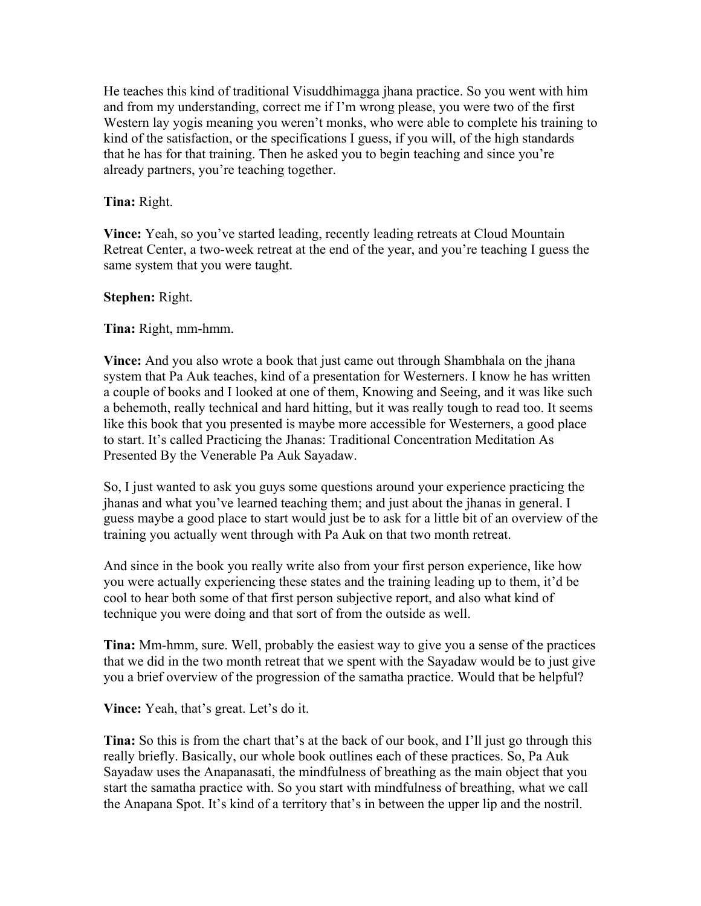He teaches this kind of traditional Visuddhimagga jhana practice. So you went with him and from my understanding, correct me if I'm wrong please, you were two of the first Western lay yogis meaning you weren't monks, who were able to complete his training to kind of the satisfaction, or the specifications I guess, if you will, of the high standards that he has for that training. Then he asked you to begin teaching and since you're already partners, you're teaching together.

**Tina:** Right.

**Vince:** Yeah, so you've started leading, recently leading retreats at Cloud Mountain Retreat Center, a two-week retreat at the end of the year, and you're teaching I guess the same system that you were taught.

**Stephen:** Right.

**Tina:** Right, mm-hmm.

**Vince:** And you also wrote a book that just came out through Shambhala on the jhana system that Pa Auk teaches, kind of a presentation for Westerners. I know he has written a couple of books and I looked at one of them, Knowing and Seeing, and it was like such a behemoth, really technical and hard hitting, but it was really tough to read too. It seems like this book that you presented is maybe more accessible for Westerners, a good place to start. It's called Practicing the Jhanas: Traditional Concentration Meditation As Presented By the Venerable Pa Auk Sayadaw.

So, I just wanted to ask you guys some questions around your experience practicing the jhanas and what you've learned teaching them; and just about the jhanas in general. I guess maybe a good place to start would just be to ask for a little bit of an overview of the training you actually went through with Pa Auk on that two month retreat.

And since in the book you really write also from your first person experience, like how you were actually experiencing these states and the training leading up to them, it'd be cool to hear both some of that first person subjective report, and also what kind of technique you were doing and that sort of from the outside as well.

**Tina:** Mm-hmm, sure. Well, probably the easiest way to give you a sense of the practices that we did in the two month retreat that we spent with the Sayadaw would be to just give you a brief overview of the progression of the samatha practice. Would that be helpful?

**Vince:** Yeah, that's great. Let's do it.

**Tina:** So this is from the chart that's at the back of our book, and I'll just go through this really briefly. Basically, our whole book outlines each of these practices. So, Pa Auk Sayadaw uses the Anapanasati, the mindfulness of breathing as the main object that you start the samatha practice with. So you start with mindfulness of breathing, what we call the Anapana Spot. It's kind of a territory that's in between the upper lip and the nostril.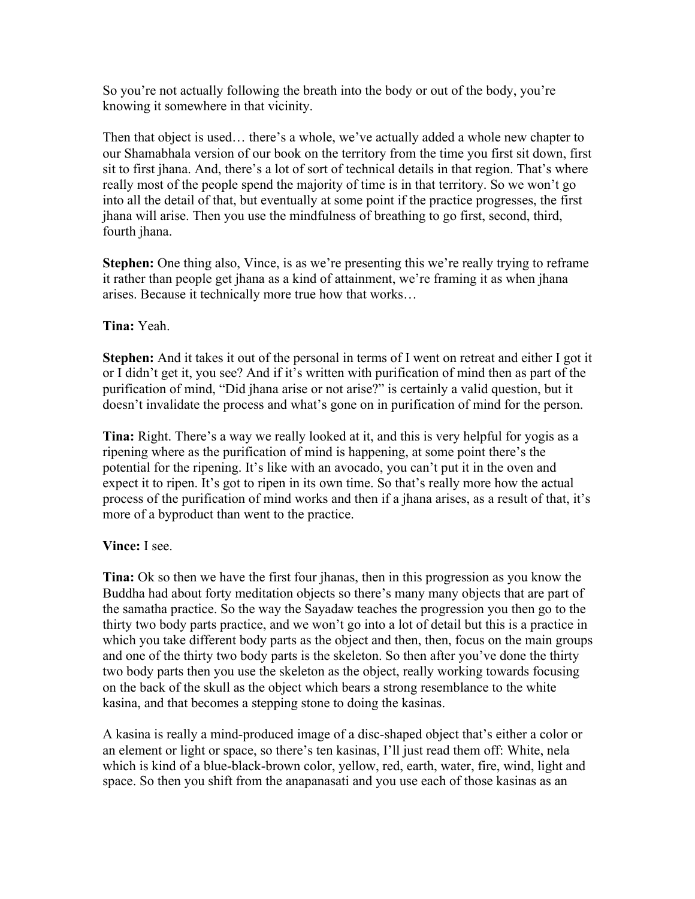So you're not actually following the breath into the body or out of the body, you're knowing it somewhere in that vicinity.

Then that object is used… there's a whole, we've actually added a whole new chapter to our Shamabhala version of our book on the territory from the time you first sit down, first sit to first jhana. And, there's a lot of sort of technical details in that region. That's where really most of the people spend the majority of time is in that territory. So we won't go into all the detail of that, but eventually at some point if the practice progresses, the first jhana will arise. Then you use the mindfulness of breathing to go first, second, third, fourth jhana.

**Stephen:** One thing also, Vince, is as we're presenting this we're really trying to reframe it rather than people get jhana as a kind of attainment, we're framing it as when jhana arises. Because it technically more true how that works…

**Tina:** Yeah.

**Stephen:** And it takes it out of the personal in terms of I went on retreat and either I got it or I didn't get it, you see? And if it's written with purification of mind then as part of the purification of mind, "Did jhana arise or not arise?" is certainly a valid question, but it doesn't invalidate the process and what's gone on in purification of mind for the person.

**Tina:** Right. There's a way we really looked at it, and this is very helpful for yogis as a ripening where as the purification of mind is happening, at some point there's the potential for the ripening. It's like with an avocado, you can't put it in the oven and expect it to ripen. It's got to ripen in its own time. So that's really more how the actual process of the purification of mind works and then if a jhana arises, as a result of that, it's more of a byproduct than went to the practice.

**Vince:** I see.

**Tina:** Ok so then we have the first four jhanas, then in this progression as you know the Buddha had about forty meditation objects so there's many many objects that are part of the samatha practice. So the way the Sayadaw teaches the progression you then go to the thirty two body parts practice, and we won't go into a lot of detail but this is a practice in which you take different body parts as the object and then, then, focus on the main groups and one of the thirty two body parts is the skeleton. So then after you've done the thirty two body parts then you use the skeleton as the object, really working towards focusing on the back of the skull as the object which bears a strong resemblance to the white kasina, and that becomes a stepping stone to doing the kasinas.

A kasina is really a mind-produced image of a disc-shaped object that's either a color or an element or light or space, so there's ten kasinas, I'll just read them off: White, nela which is kind of a blue-black-brown color, yellow, red, earth, water, fire, wind, light and space. So then you shift from the anapanasati and you use each of those kasinas as an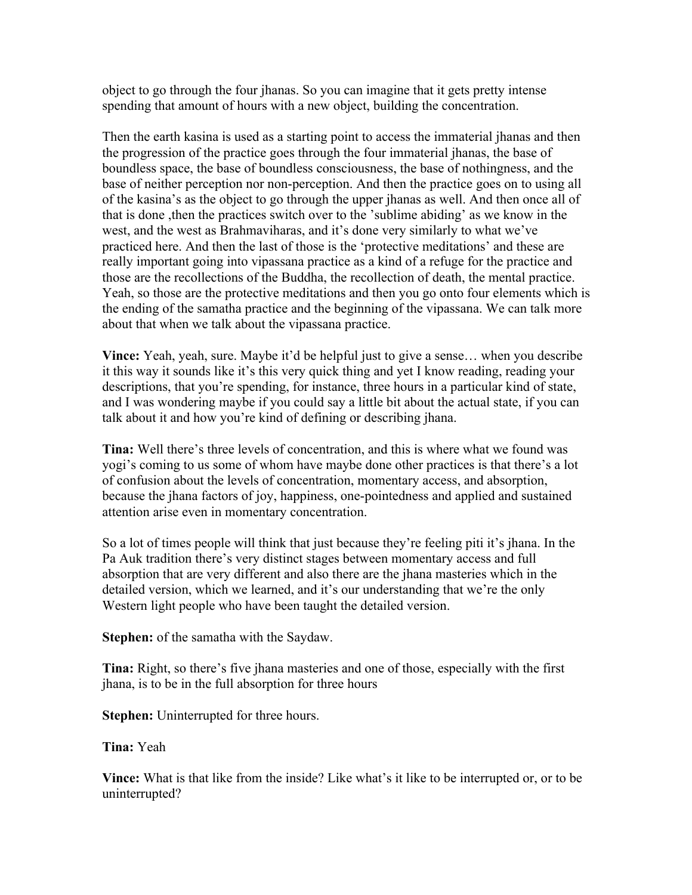object to go through the four jhanas. So you can imagine that it gets pretty intense spending that amount of hours with a new object, building the concentration.

Then the earth kasina is used as a starting point to access the immaterial jhanas and then the progression of the practice goes through the four immaterial jhanas, the base of boundless space, the base of boundless consciousness, the base of nothingness, and the base of neither perception nor non-perception. And then the practice goes on to using all of the kasina's as the object to go through the upper jhanas as well. And then once all of that is done ,then the practices switch over to the 'sublime abiding' as we know in the west, and the west as Brahmaviharas, and it's done very similarly to what we've practiced here. And then the last of those is the 'protective meditations' and these are really important going into vipassana practice as a kind of a refuge for the practice and those are the recollections of the Buddha, the recollection of death, the mental practice. Yeah, so those are the protective meditations and then you go onto four elements which is the ending of the samatha practice and the beginning of the vipassana. We can talk more about that when we talk about the vipassana practice.

**Vince:** Yeah, yeah, sure. Maybe it'd be helpful just to give a sense… when you describe it this way it sounds like it's this very quick thing and yet I know reading, reading your descriptions, that you're spending, for instance, three hours in a particular kind of state, and I was wondering maybe if you could say a little bit about the actual state, if you can talk about it and how you're kind of defining or describing jhana.

**Tina:** Well there's three levels of concentration, and this is where what we found was yogi's coming to us some of whom have maybe done other practices is that there's a lot of confusion about the levels of concentration, momentary access, and absorption, because the jhana factors of joy, happiness, one-pointedness and applied and sustained attention arise even in momentary concentration.

So a lot of times people will think that just because they're feeling piti it's jhana. In the Pa Auk tradition there's very distinct stages between momentary access and full absorption that are very different and also there are the jhana masteries which in the detailed version, which we learned, and it's our understanding that we're the only Western light people who have been taught the detailed version.

**Stephen:** of the samatha with the Saydaw.

**Tina:** Right, so there's five jhana masteries and one of those, especially with the first jhana, is to be in the full absorption for three hours

**Stephen:** Uninterrupted for three hours.

**Tina:** Yeah

**Vince:** What is that like from the inside? Like what's it like to be interrupted or, or to be uninterrupted?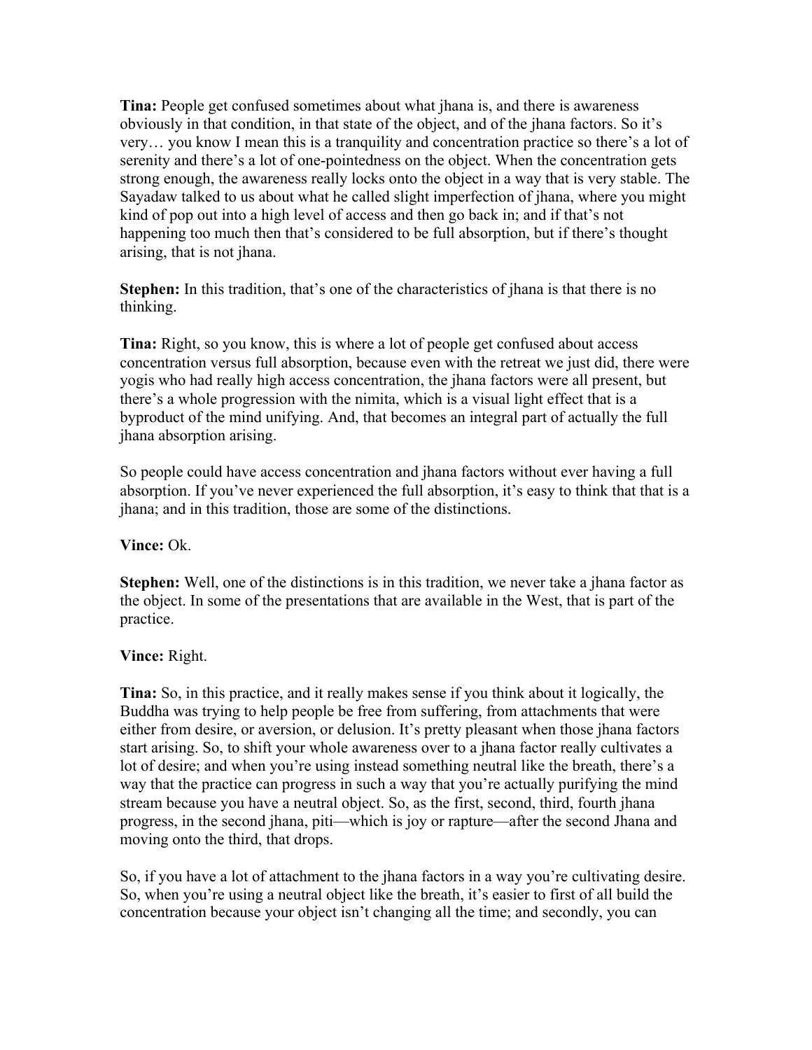**Tina:** People get confused sometimes about what jhana is, and there is awareness obviously in that condition, in that state of the object, and of the jhana factors. So it's very… you know I mean this is a tranquility and concentration practice so there's a lot of serenity and there's a lot of one-pointedness on the object. When the concentration gets strong enough, the awareness really locks onto the object in a way that is very stable. The Sayadaw talked to us about what he called slight imperfection of jhana, where you might kind of pop out into a high level of access and then go back in; and if that's not happening too much then that's considered to be full absorption, but if there's thought arising, that is not jhana.

**Stephen:** In this tradition, that's one of the characteristics of jhana is that there is no thinking.

**Tina:** Right, so you know, this is where a lot of people get confused about access concentration versus full absorption, because even with the retreat we just did, there were yogis who had really high access concentration, the jhana factors were all present, but there's a whole progression with the nimita, which is a visual light effect that is a byproduct of the mind unifying. And, that becomes an integral part of actually the full jhana absorption arising.

So people could have access concentration and jhana factors without ever having a full absorption. If you've never experienced the full absorption, it's easy to think that that is a jhana; and in this tradition, those are some of the distinctions.

**Vince:** Ok.

**Stephen:** Well, one of the distinctions is in this tradition, we never take a jhana factor as the object. In some of the presentations that are available in the West, that is part of the practice.

**Vince:** Right.

**Tina:** So, in this practice, and it really makes sense if you think about it logically, the Buddha was trying to help people be free from suffering, from attachments that were either from desire, or aversion, or delusion. It's pretty pleasant when those jhana factors start arising. So, to shift your whole awareness over to a jhana factor really cultivates a lot of desire; and when you're using instead something neutral like the breath, there's a way that the practice can progress in such a way that you're actually purifying the mind stream because you have a neutral object. So, as the first, second, third, fourth jhana progress, in the second jhana, piti—which is joy or rapture—after the second Jhana and moving onto the third, that drops.

So, if you have a lot of attachment to the jhana factors in a way you're cultivating desire. So, when you're using a neutral object like the breath, it's easier to first of all build the concentration because your object isn't changing all the time; and secondly, you can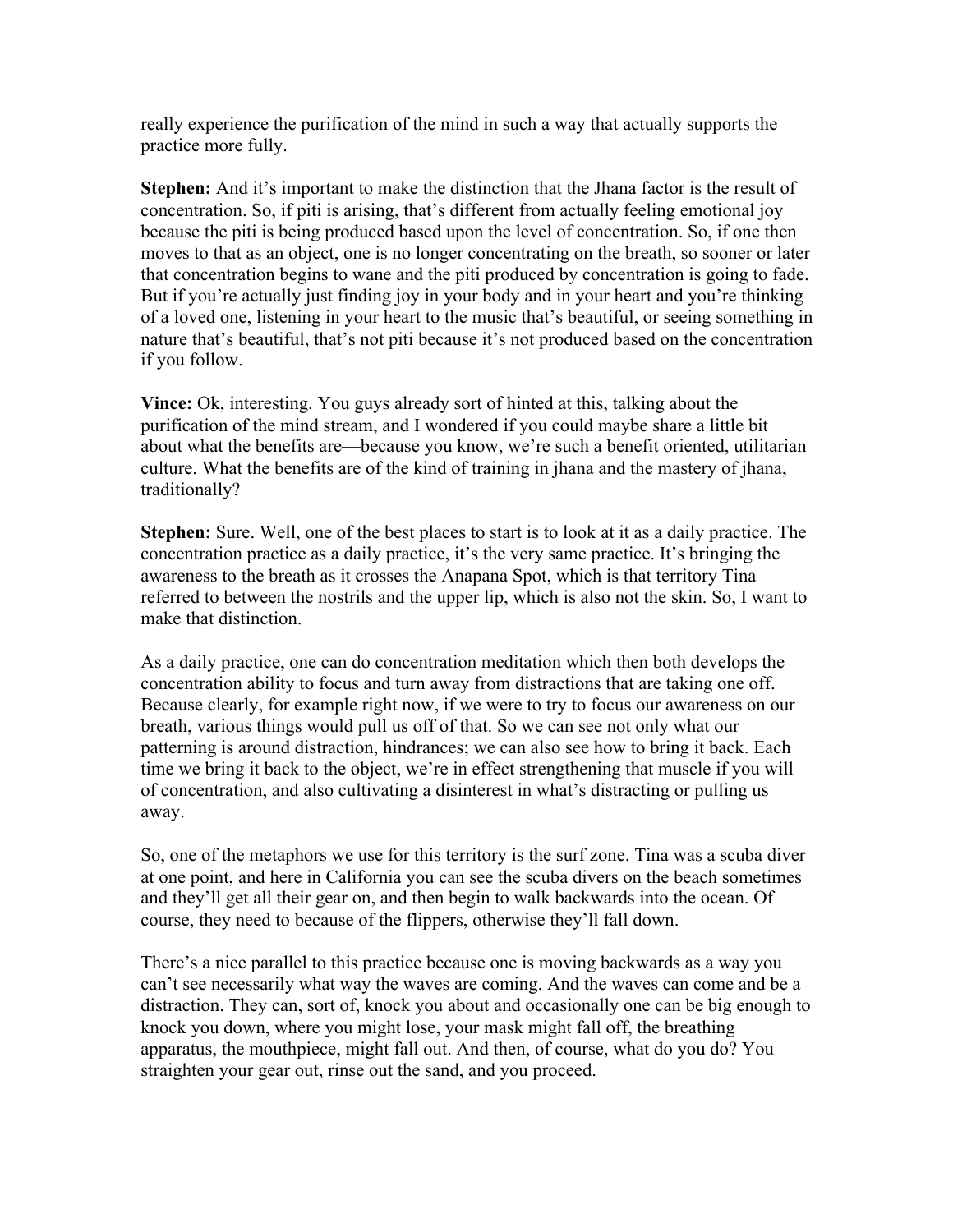really experience the purification of the mind in such a way that actually supports the practice more fully.

**Stephen:** And it's important to make the distinction that the Jhana factor is the result of concentration. So, if piti is arising, that's different from actually feeling emotional joy because the piti is being produced based upon the level of concentration. So, if one then moves to that as an object, one is no longer concentrating on the breath, so sooner or later that concentration begins to wane and the piti produced by concentration is going to fade. But if you're actually just finding joy in your body and in your heart and you're thinking of a loved one, listening in your heart to the music that's beautiful, or seeing something in nature that's beautiful, that's not piti because it's not produced based on the concentration if you follow.

**Vince:** Ok, interesting. You guys already sort of hinted at this, talking about the purification of the mind stream, and I wondered if you could maybe share a little bit about what the benefits are—because you know, we're such a benefit oriented, utilitarian culture. What the benefits are of the kind of training in jhana and the mastery of jhana, traditionally?

**Stephen:** Sure. Well, one of the best places to start is to look at it as a daily practice. The concentration practice as a daily practice, it's the very same practice. It's bringing the awareness to the breath as it crosses the Anapana Spot, which is that territory Tina referred to between the nostrils and the upper lip, which is also not the skin. So, I want to make that distinction.

As a daily practice, one can do concentration meditation which then both develops the concentration ability to focus and turn away from distractions that are taking one off. Because clearly, for example right now, if we were to try to focus our awareness on our breath, various things would pull us off of that. So we can see not only what our patterning is around distraction, hindrances; we can also see how to bring it back. Each time we bring it back to the object, we're in effect strengthening that muscle if you will of concentration, and also cultivating a disinterest in what's distracting or pulling us away.

So, one of the metaphors we use for this territory is the surf zone. Tina was a scuba diver at one point, and here in California you can see the scuba divers on the beach sometimes and they'll get all their gear on, and then begin to walk backwards into the ocean. Of course, they need to because of the flippers, otherwise they'll fall down.

There's a nice parallel to this practice because one is moving backwards as a way you can't see necessarily what way the waves are coming. And the waves can come and be a distraction. They can, sort of, knock you about and occasionally one can be big enough to knock you down, where you might lose, your mask might fall off, the breathing apparatus, the mouthpiece, might fall out. And then, of course, what do you do? You straighten your gear out, rinse out the sand, and you proceed.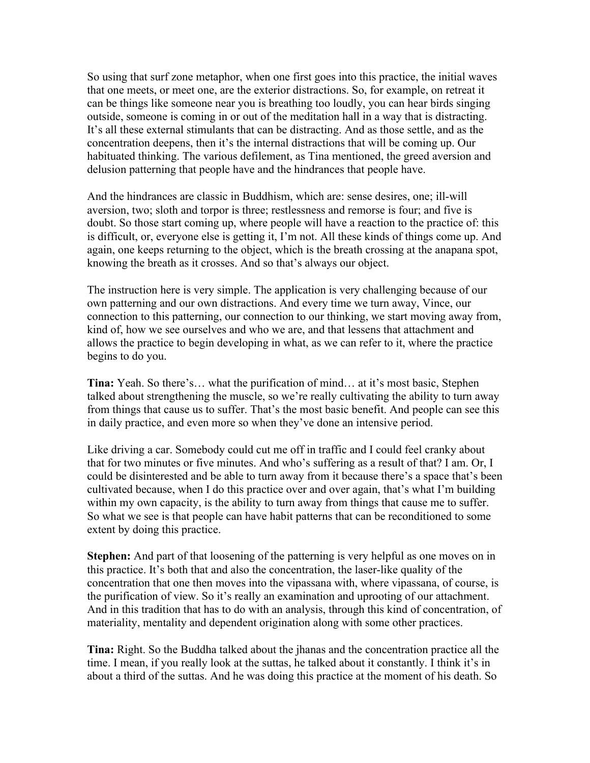So using that surf zone metaphor, when one first goes into this practice, the initial waves that one meets, or meet one, are the exterior distractions. So, for example, on retreat it can be things like someone near you is breathing too loudly, you can hear birds singing outside, someone is coming in or out of the meditation hall in a way that is distracting. It's all these external stimulants that can be distracting. And as those settle, and as the concentration deepens, then it's the internal distractions that will be coming up. Our habituated thinking. The various defilement, as Tina mentioned, the greed aversion and delusion patterning that people have and the hindrances that people have.

And the hindrances are classic in Buddhism, which are: sense desires, one; ill-will aversion, two; sloth and torpor is three; restlessness and remorse is four; and five is doubt. So those start coming up, where people will have a reaction to the practice of: this is difficult, or, everyone else is getting it, I'm not. All these kinds of things come up. And again, one keeps returning to the object, which is the breath crossing at the anapana spot, knowing the breath as it crosses. And so that's always our object.

The instruction here is very simple. The application is very challenging because of our own patterning and our own distractions. And every time we turn away, Vince, our connection to this patterning, our connection to our thinking, we start moving away from, kind of, how we see ourselves and who we are, and that lessens that attachment and allows the practice to begin developing in what, as we can refer to it, where the practice begins to do you.

**Tina:** Yeah. So there's… what the purification of mind… at it's most basic, Stephen talked about strengthening the muscle, so we're really cultivating the ability to turn away from things that cause us to suffer. That's the most basic benefit. And people can see this in daily practice, and even more so when they've done an intensive period.

Like driving a car. Somebody could cut me off in traffic and I could feel cranky about that for two minutes or five minutes. And who's suffering as a result of that? I am. Or, I could be disinterested and be able to turn away from it because there's a space that's been cultivated because, when I do this practice over and over again, that's what I'm building within my own capacity, is the ability to turn away from things that cause me to suffer. So what we see is that people can have habit patterns that can be reconditioned to some extent by doing this practice.

**Stephen:** And part of that loosening of the patterning is very helpful as one moves on in this practice. It's both that and also the concentration, the laser-like quality of the concentration that one then moves into the vipassana with, where vipassana, of course, is the purification of view. So it's really an examination and uprooting of our attachment. And in this tradition that has to do with an analysis, through this kind of concentration, of materiality, mentality and dependent origination along with some other practices.

**Tina:** Right. So the Buddha talked about the jhanas and the concentration practice all the time. I mean, if you really look at the suttas, he talked about it constantly. I think it's in about a third of the suttas. And he was doing this practice at the moment of his death. So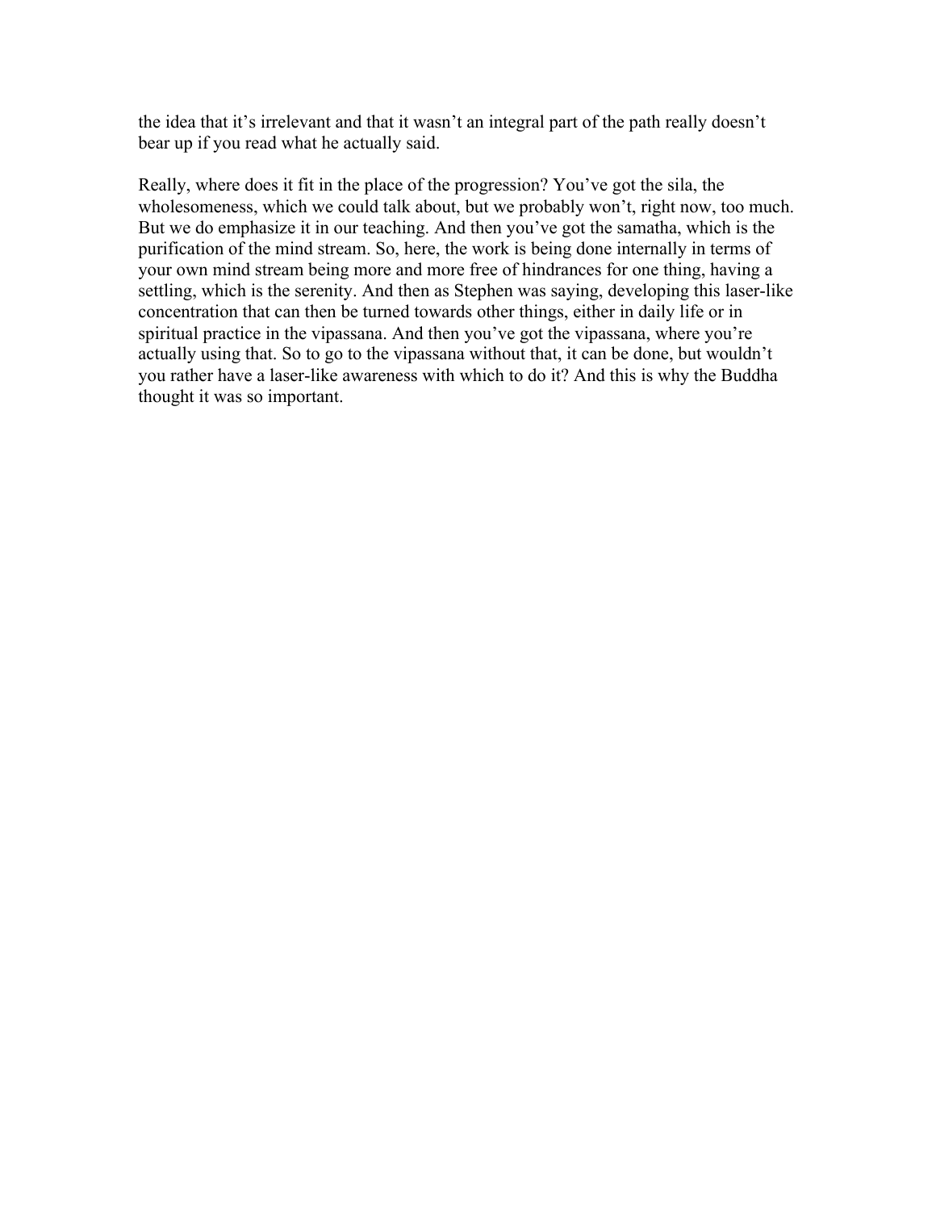the idea that it's irrelevant and that it wasn't an integral part of the path really doesn't bear up if you read what he actually said.

Really, where does it fit in the place of the progression? You've got the sila, the wholesomeness, which we could talk about, but we probably won't, right now, too much. But we do emphasize it in our teaching. And then you've got the samatha, which is the purification of the mind stream. So, here, the work is being done internally in terms of your own mind stream being more and more free of hindrances for one thing, having a settling, which is the serenity. And then as Stephen was saying, developing this laser-like concentration that can then be turned towards other things, either in daily life or in spiritual practice in the vipassana. And then you've got the vipassana, where you're actually using that. So to go to the vipassana without that, it can be done, but wouldn't you rather have a laser-like awareness with which to do it? And this is why the Buddha thought it was so important.